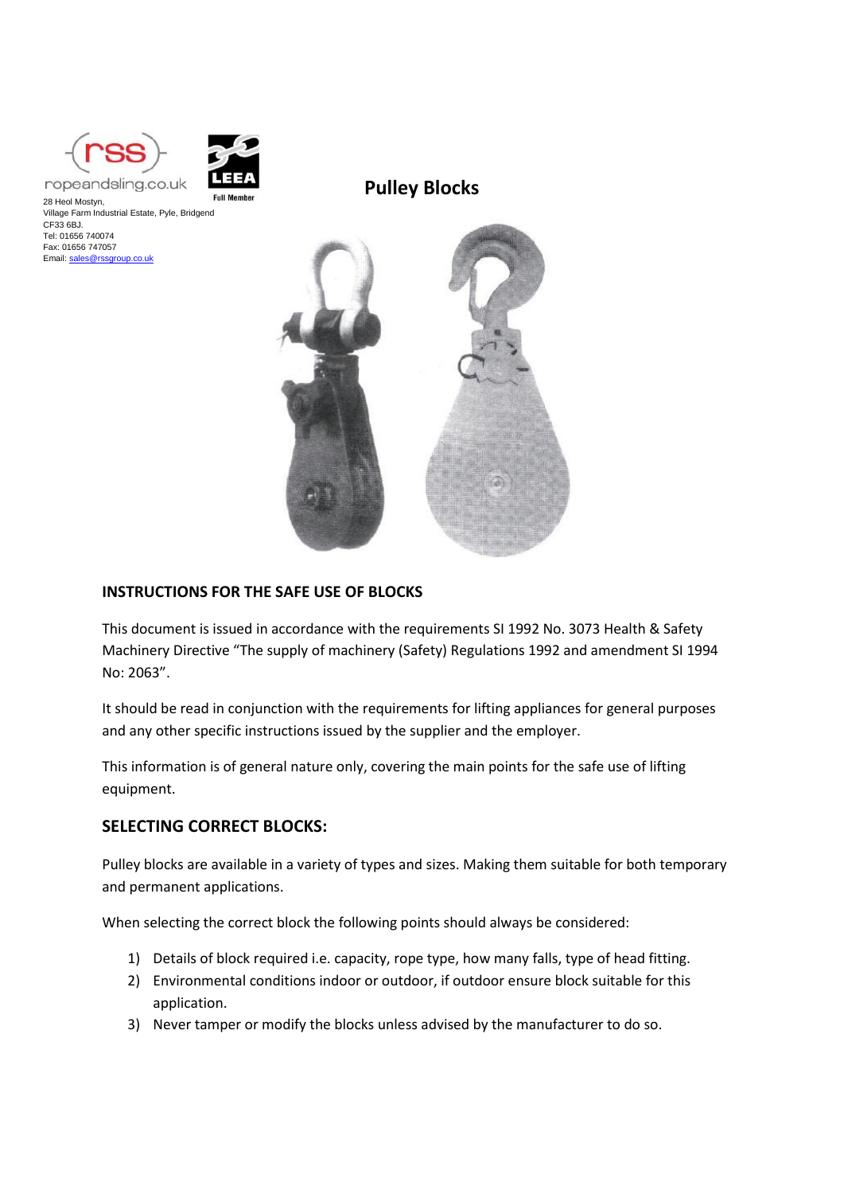rss
ropeandsling.co.uk

LEEA Full Member

28 Heol Mostyn,
Village Farm Industrial Estate, Pyle, Bridgend
CF33 6BJ.
Tel: 01656 740074
Fax: 01656 747057
Email: sales@rssgroup.co.uk

# Pulley Blocks

## INSTRUCTIONS FOR THE SAFE USE OF BLOCKS

This document is issued in accordance with the requirements SI 1992 No. 3073 Health & Safety Machinery Directive "The supply of machinery (Safety) Regulations 1992 and amendment SI 1994 No: 2063".

It should be read in conjunction with the requirements for lifting appliances for general purposes and any other specific instructions issued by the supplier and the employer.

This information is of general nature only, covering the main points for the safe use of lifting equipment.

## SELECTING CORRECT BLOCKS:

Pulley blocks are available in a variety of types and sizes. Making them suitable for both temporary and permanent applications.

When selecting the correct block the following points should always be considered:

1) Details of block required i.e. capacity, rope type, how many falls, type of head fitting.
2) Environmental conditions indoor or outdoor, if outdoor ensure block suitable for this application.
3) Never tamper or modify the blocks unless advised by the manufacturer to do so.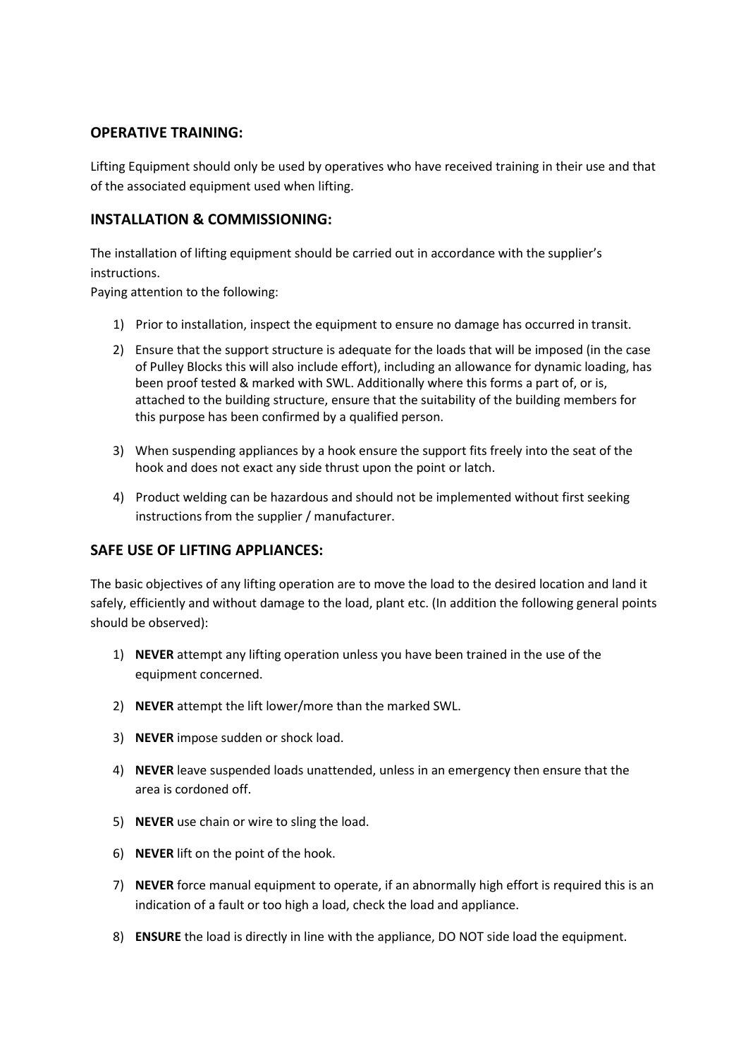## OPERATIVE TRAINING:

Lifting Equipment should only be used by operatives who have received training in their use and that of the associated equipment used when lifting.

## INSTALLATION & COMMISSIONING:

The installation of lifting equipment should be carried out in accordance with the supplier's instructions.
Paying attention to the following:

1) Prior to installation, inspect the equipment to ensure no damage has occurred in transit.
2) Ensure that the support structure is adequate for the loads that will be imposed (in the case of Pulley Blocks this will also include effort), including an allowance for dynamic loading, has been proof tested & marked with SWL. Additionally where this forms a part of, or is, attached to the building structure, ensure that the suitability of the building members for this purpose has been confirmed by a qualified person.
3) When suspending appliances by a hook ensure the support fits freely into the seat of the hook and does not exact any side thrust upon the point or latch.
4) Product welding can be hazardous and should not be implemented without first seeking instructions from the supplier / manufacturer.

## SAFE USE OF LIFTING APPLIANCES:

The basic objectives of any lifting operation are to move the load to the desired location and land it safely, efficiently and without damage to the load, plant etc. (In addition the following general points should be observed):

1) **NEVER** attempt any lifting operation unless you have been trained in the use of the equipment concerned.
2) **NEVER** attempt the lift lower/more than the marked SWL.
3) **NEVER** impose sudden or shock load.
4) **NEVER** leave suspended loads unattended, unless in an emergency then ensure that the area is cordoned off.
5) **NEVER** use chain or wire to sling the load.
6) **NEVER** lift on the point of the hook.
7) **NEVER** force manual equipment to operate, if an abnormally high effort is required this is an indication of a fault or too high a load, check the load and appliance.
8) **ENSURE** the load is directly in line with the appliance, DO NOT side load the equipment.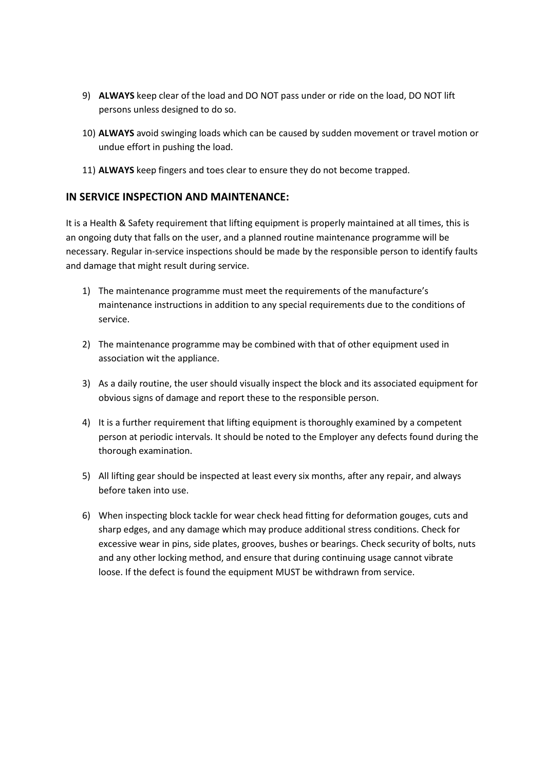9) **ALWAYS** keep clear of the load and DO NOT pass under or ride on the load, DO NOT lift persons unless designed to do so.

10) **ALWAYS** avoid swinging loads which can be caused by sudden movement or travel motion or undue effort in pushing the load.

11) **ALWAYS** keep fingers and toes clear to ensure they do not become trapped.

## IN SERVICE INSPECTION AND MAINTENANCE:

It is a Health & Safety requirement that lifting equipment is properly maintained at all times, this is an ongoing duty that falls on the user, and a planned routine maintenance programme will be necessary. Regular in-service inspections should be made by the responsible person to identify faults and damage that might result during service.

1) The maintenance programme must meet the requirements of the manufacture's maintenance instructions in addition to any special requirements due to the conditions of service.

2) The maintenance programme may be combined with that of other equipment used in association wit the appliance.

3) As a daily routine, the user should visually inspect the block and its associated equipment for obvious signs of damage and report these to the responsible person.

4) It is a further requirement that lifting equipment is thoroughly examined by a competent person at periodic intervals. It should be noted to the Employer any defects found during the thorough examination.

5) All lifting gear should be inspected at least every six months, after any repair, and always before taken into use.

6) When inspecting block tackle for wear check head fitting for deformation gouges, cuts and sharp edges, and any damage which may produce additional stress conditions. Check for excessive wear in pins, side plates, grooves, bushes or bearings. Check security of bolts, nuts and any other locking method, and ensure that during continuing usage cannot vibrate loose. If the defect is found the equipment MUST be withdrawn from service.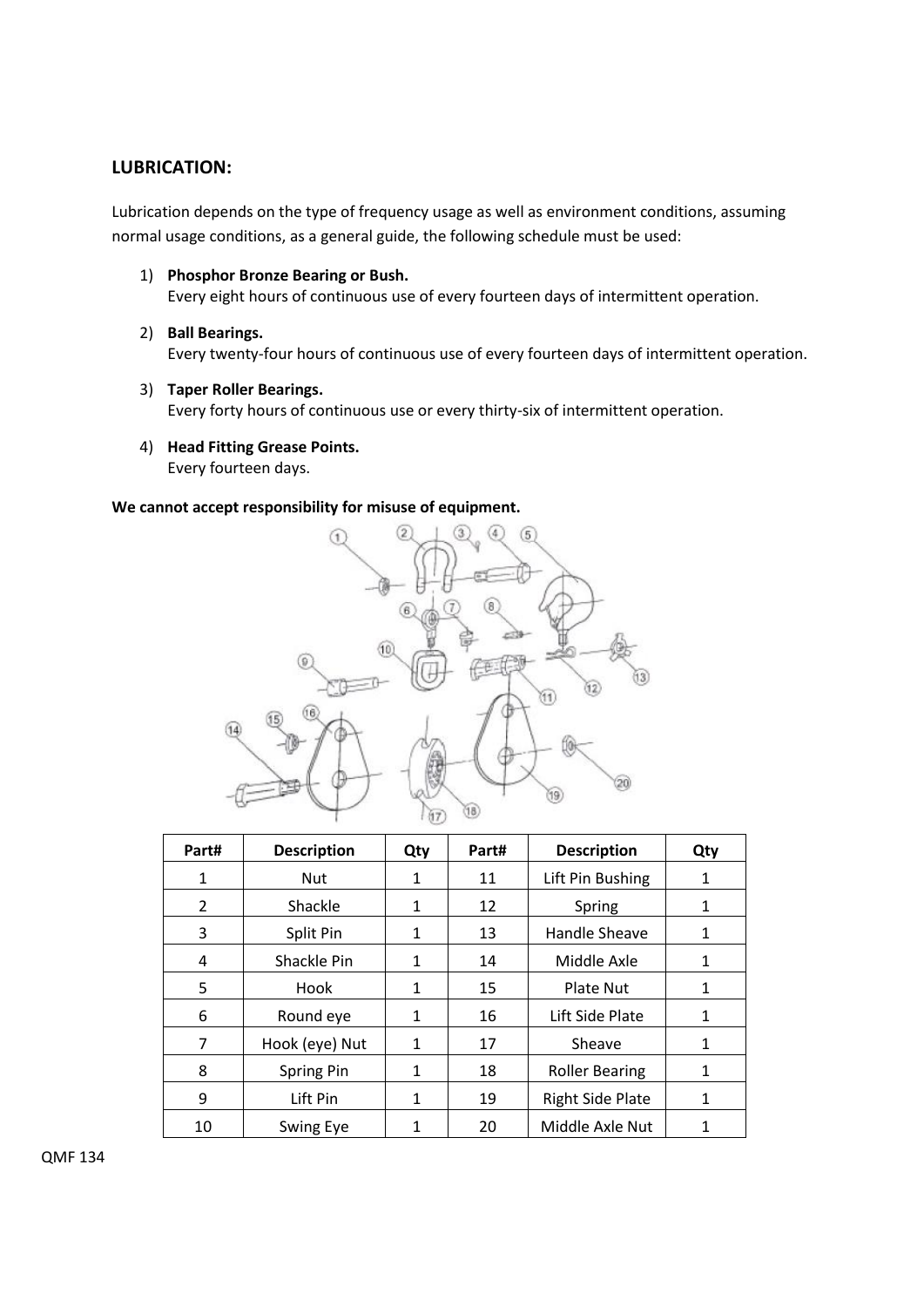## LUBRICATION:

Lubrication depends on the type of frequency usage as well as environment conditions, assuming normal usage conditions, as a general guide, the following schedule must be used:

1) **Phosphor Bronze Bearing or Bush.**
   Every eight hours of continuous use of every fourteen days of intermittent operation.
2) **Ball Bearings.**
   Every twenty-four hours of continuous use of every fourteen days of intermittent operation.
3) **Taper Roller Bearings.**
   Every forty hours of continuous use or every thirty-six of intermittent operation.
4) **Head Fitting Grease Points.**
   Every fourteen days.

**We cannot accept responsibility for misuse of equipment.**

1
2
3
4
5
6
7
8
9
10
11
12
13
14
15
16
17
18
19
20

| Part# | Description | Qty | Part# | Description | Qty |
|---|---|---|---|---|---|
| 1 | Nut | 1 | 11 | Lift Pin Bushing | 1 |
| 2 | Shackle | 1 | 12 | Spring | 1 |
| 3 | Split Pin | 1 | 13 | Handle Sheave | 1 |
| 4 | Shackle Pin | 1 | 14 | Middle Axle | 1 |
| 5 | Hook | 1 | 15 | Plate Nut | 1 |
| 6 | Round eye | 1 | 16 | Lift Side Plate | 1 |
| 7 | Hook (eye) Nut | 1 | 17 | Sheave | 1 |
| 8 | Spring Pin | 1 | 18 | Roller Bearing | 1 |
| 9 | Lift Pin | 1 | 19 | Right Side Plate | 1 |
| 10 | Swing Eye | 1 | 20 | Middle Axle Nut | 1 |

QMF 134